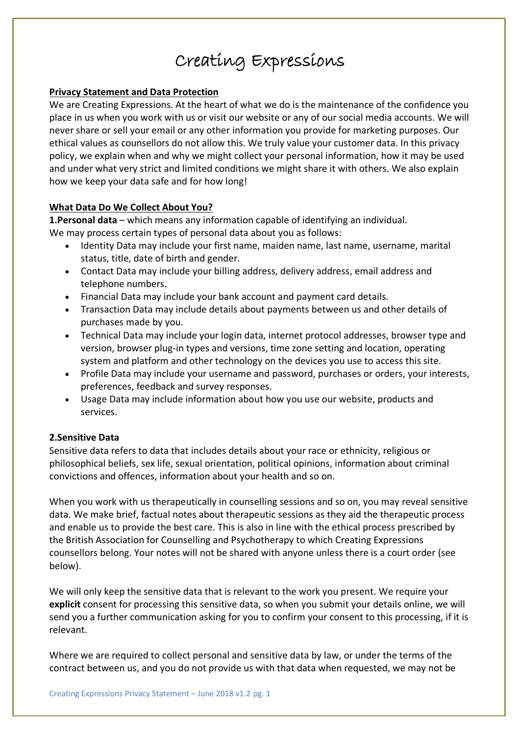# Creating Expressions

**Privacy Statement and Data Protection**

We are Creating Expressions. At the heart of what we do is the maintenance of the confidence you place in us when you work with us or visit our website or any of our social media accounts. We will never share or sell your email or any other information you provide for marketing purposes. Our ethical values as counsellors do not allow this. We truly value your customer data. In this privacy policy, we explain when and why we might collect your personal information, how it may be used and under what very strict and limited conditions we might share it with others. We also explain how we keep your data safe and for how long!

**What Data Do We Collect About You?**

**1.Personal data** – which means any information capable of identifying an individual.
We may process certain types of personal data about you as follows:

- Identity Data may include your first name, maiden name, last name, username, marital status, title, date of birth and gender.
- Contact Data may include your billing address, delivery address, email address and telephone numbers.
- Financial Data may include your bank account and payment card details.
- Transaction Data may include details about payments between us and other details of purchases made by you.
- Technical Data may include your login data, internet protocol addresses, browser type and version, browser plug-in types and versions, time zone setting and location, operating system and platform and other technology on the devices you use to access this site.
- Profile Data may include your username and password, purchases or orders, your interests, preferences, feedback and survey responses.
- Usage Data may include information about how you use our website, products and services.

**2.Sensitive Data**

Sensitive data refers to data that includes details about your race or ethnicity, religious or philosophical beliefs, sex life, sexual orientation, political opinions, information about criminal convictions and offences, information about your health and so on.

When you work with us therapeutically in counselling sessions and so on, you may reveal sensitive data. We make brief, factual notes about therapeutic sessions as they aid the therapeutic process and enable us to provide the best care. This is also in line with the ethical process prescribed by the British Association for Counselling and Psychotherapy to which Creating Expressions counsellors belong. Your notes will not be shared with anyone unless there is a court order (see below).

We will only keep the sensitive data that is relevant to the work you present. We require your **explicit** consent for processing this sensitive data, so when you submit your details online, we will send you a further communication asking for you to confirm your consent to this processing, if it is relevant.

Where we are required to collect personal and sensitive data by law, or under the terms of the contract between us, and you do not provide us with that data when requested, we may not be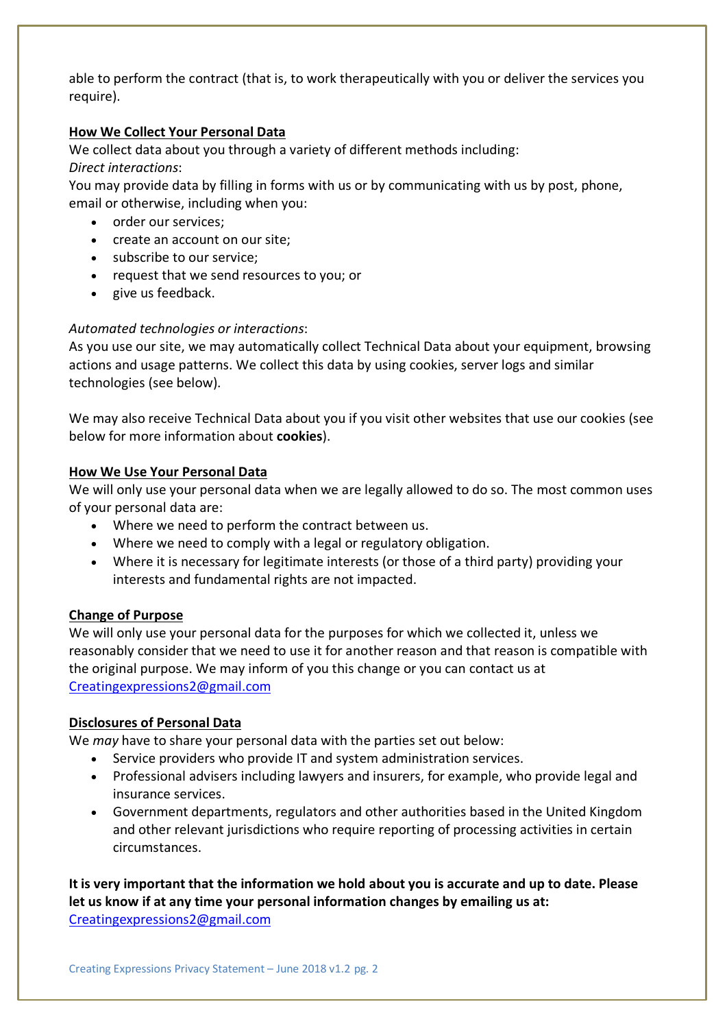able to perform the contract (that is, to work therapeutically with you or deliver the services you require).

**How We Collect Your Personal Data**

We collect data about you through a variety of different methods including:

*Direct interactions*:

You may provide data by filling in forms with us or by communicating with us by post, phone, email or otherwise, including when you:

- order our services;
- create an account on our site;
- subscribe to our service;
- request that we send resources to you; or
- give us feedback.

*Automated technologies or interactions*:

As you use our site, we may automatically collect Technical Data about your equipment, browsing actions and usage patterns. We collect this data by using cookies, server logs and similar technologies (see below).

We may also receive Technical Data about you if you visit other websites that use our cookies (see below for more information about **cookies**).

**How We Use Your Personal Data**

We will only use your personal data when we are legally allowed to do so. The most common uses of your personal data are:

- Where we need to perform the contract between us.
- Where we need to comply with a legal or regulatory obligation.
- Where it is necessary for legitimate interests (or those of a third party) providing your interests and fundamental rights are not impacted.

**Change of Purpose**

We will only use your personal data for the purposes for which we collected it, unless we reasonably consider that we need to use it for another reason and that reason is compatible with the original purpose. We may inform of you this change or you can contact us at Creatingexpressions2@gmail.com

**Disclosures of Personal Data**

We *may* have to share your personal data with the parties set out below:

- Service providers who provide IT and system administration services.
- Professional advisers including lawyers and insurers, for example, who provide legal and insurance services.
- Government departments, regulators and other authorities based in the United Kingdom and other relevant jurisdictions who require reporting of processing activities in certain circumstances.

**It is very important that the information we hold about you is accurate and up to date. Please let us know if at any time your personal information changes by emailing us at:** Creatingexpressions2@gmail.com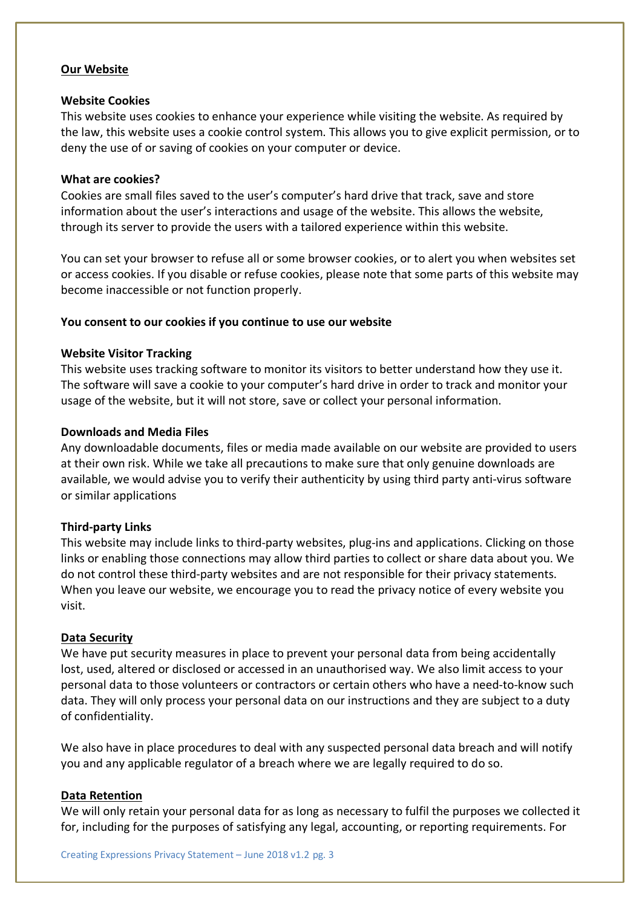## Our Website

### Website Cookies

This website uses cookies to enhance your experience while visiting the website. As required by the law, this website uses a cookie control system. This allows you to give explicit permission, or to deny the use of or saving of cookies on your computer or device.

### What are cookies?

Cookies are small files saved to the user's computer's hard drive that track, save and store information about the user's interactions and usage of the website. This allows the website, through its server to provide the users with a tailored experience within this website.

You can set your browser to refuse all or some browser cookies, or to alert you when websites set or access cookies. If you disable or refuse cookies, please note that some parts of this website may become inaccessible or not function properly.

**You consent to our cookies if you continue to use our website**

### Website Visitor Tracking

This website uses tracking software to monitor its visitors to better understand how they use it. The software will save a cookie to your computer's hard drive in order to track and monitor your usage of the website, but it will not store, save or collect your personal information.

### Downloads and Media Files

Any downloadable documents, files or media made available on our website are provided to users at their own risk. While we take all precautions to make sure that only genuine downloads are available, we would advise you to verify their authenticity by using third party anti-virus software or similar applications

### Third-party Links

This website may include links to third-party websites, plug-ins and applications. Clicking on those links or enabling those connections may allow third parties to collect or share data about you. We do not control these third-party websites and are not responsible for their privacy statements. When you leave our website, we encourage you to read the privacy notice of every website you visit.

## Data Security

We have put security measures in place to prevent your personal data from being accidentally lost, used, altered or disclosed or accessed in an unauthorised way. We also limit access to your personal data to those volunteers or contractors or certain others who have a need-to-know such data. They will only process your personal data on our instructions and they are subject to a duty of confidentiality.

We also have in place procedures to deal with any suspected personal data breach and will notify you and any applicable regulator of a breach where we are legally required to do so.

## Data Retention

We will only retain your personal data for as long as necessary to fulfil the purposes we collected it for, including for the purposes of satisfying any legal, accounting, or reporting requirements. For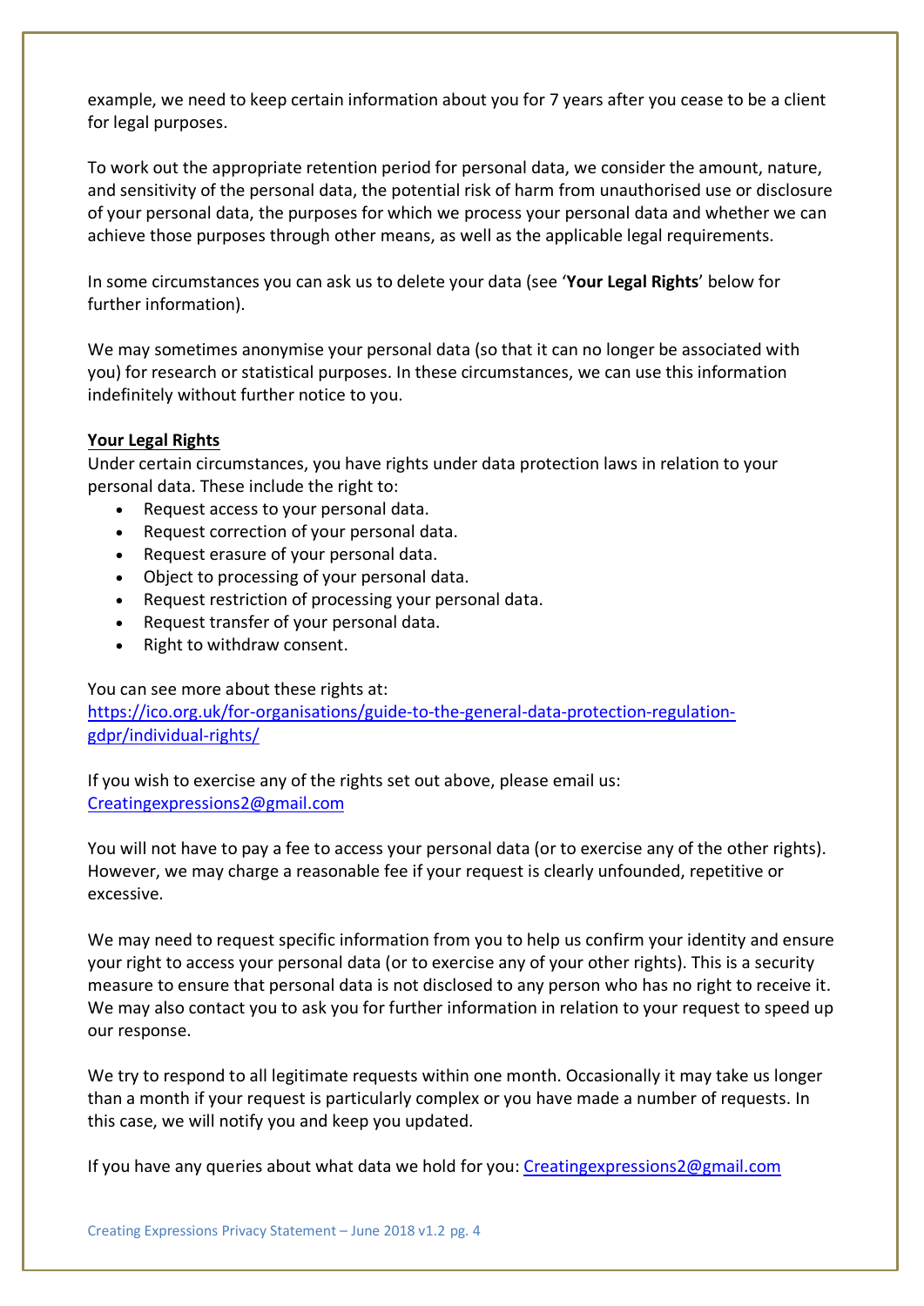example, we need to keep certain information about you for 7 years after you cease to be a client for legal purposes.

To work out the appropriate retention period for personal data, we consider the amount, nature, and sensitivity of the personal data, the potential risk of harm from unauthorised use or disclosure of your personal data, the purposes for which we process your personal data and whether we can achieve those purposes through other means, as well as the applicable legal requirements.

In some circumstances you can ask us to delete your data (see '**Your Legal Rights**' below for further information).

We may sometimes anonymise your personal data (so that it can no longer be associated with you) for research or statistical purposes. In these circumstances, we can use this information indefinitely without further notice to you.

**Your Legal Rights**

Under certain circumstances, you have rights under data protection laws in relation to your personal data. These include the right to:

- Request access to your personal data.
- Request correction of your personal data.
- Request erasure of your personal data.
- Object to processing of your personal data.
- Request restriction of processing your personal data.
- Request transfer of your personal data.
- Right to withdraw consent.

You can see more about these rights at:
https://ico.org.uk/for-organisations/guide-to-the-general-data-protection-regulation-gdpr/individual-rights/

If you wish to exercise any of the rights set out above, please email us:
Creatingexpressions2@gmail.com

You will not have to pay a fee to access your personal data (or to exercise any of the other rights). However, we may charge a reasonable fee if your request is clearly unfounded, repetitive or excessive.

We may need to request specific information from you to help us confirm your identity and ensure your right to access your personal data (or to exercise any of your other rights). This is a security measure to ensure that personal data is not disclosed to any person who has no right to receive it. We may also contact you to ask you for further information in relation to your request to speed up our response.

We try to respond to all legitimate requests within one month. Occasionally it may take us longer than a month if your request is particularly complex or you have made a number of requests. In this case, we will notify you and keep you updated.

If you have any queries about what data we hold for you: Creatingexpressions2@gmail.com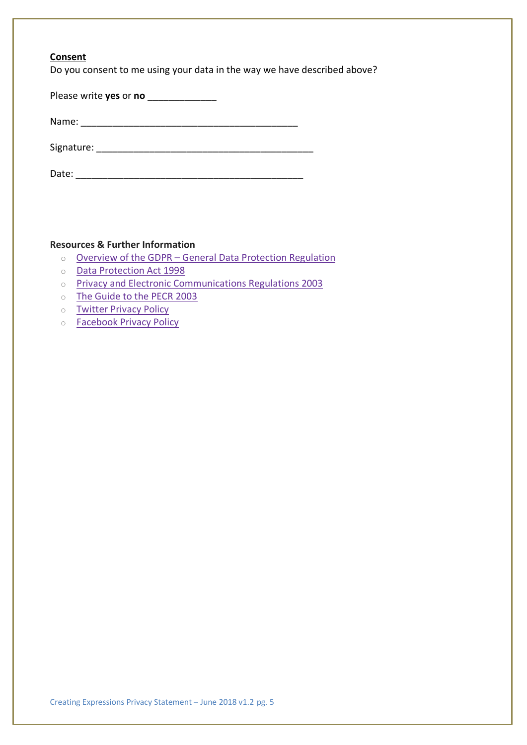**Consent**

Do you consent to me using your data in the way we have described above?

Please write **yes** or **no** _____________

Name: __________________________________________

Signature: __________________________________________

Date: ____________________________________________

**Resources & Further Information**

- Overview of the GDPR – General Data Protection Regulation
- Data Protection Act 1998
- Privacy and Electronic Communications Regulations 2003
- The Guide to the PECR 2003
- Twitter Privacy Policy
- Facebook Privacy Policy